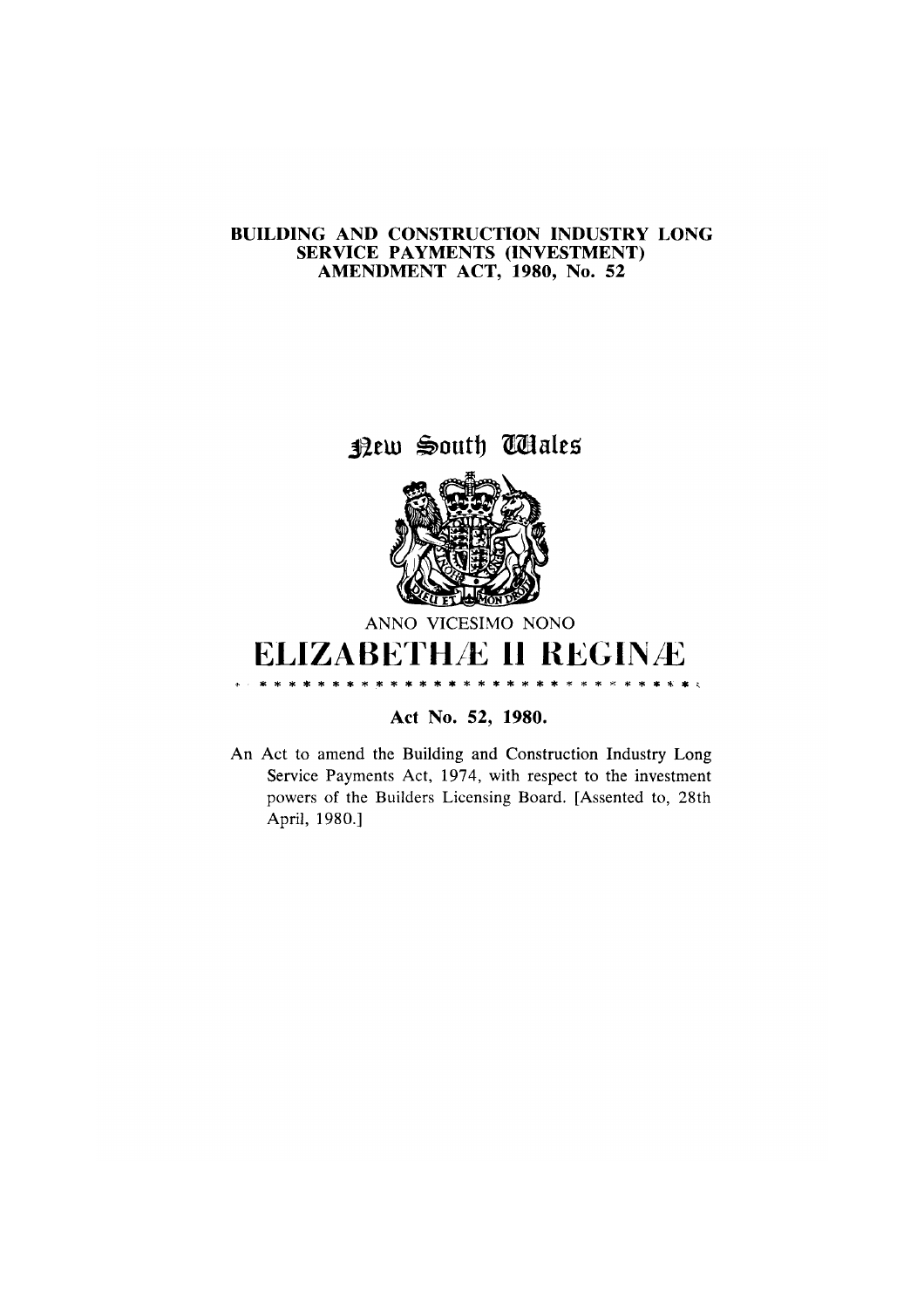**BUILDING AND CONSTRUCTION INDUSTRY LONG SERVICE PAYMENTS (INVESTMENT) AMENDMENT ACT, 1980, No. 52**

New South Wales

ANNO VICESIMO NONO

# ELIZABETHÆ II REGINÆ

**Act No. 52, 1980.**

An Act to amend the Building and Construction Industry Long Service Payments Act, 1974, with respect to the investment powers of the Builders Licensing Board. [Assented to, 28th April, 1980.]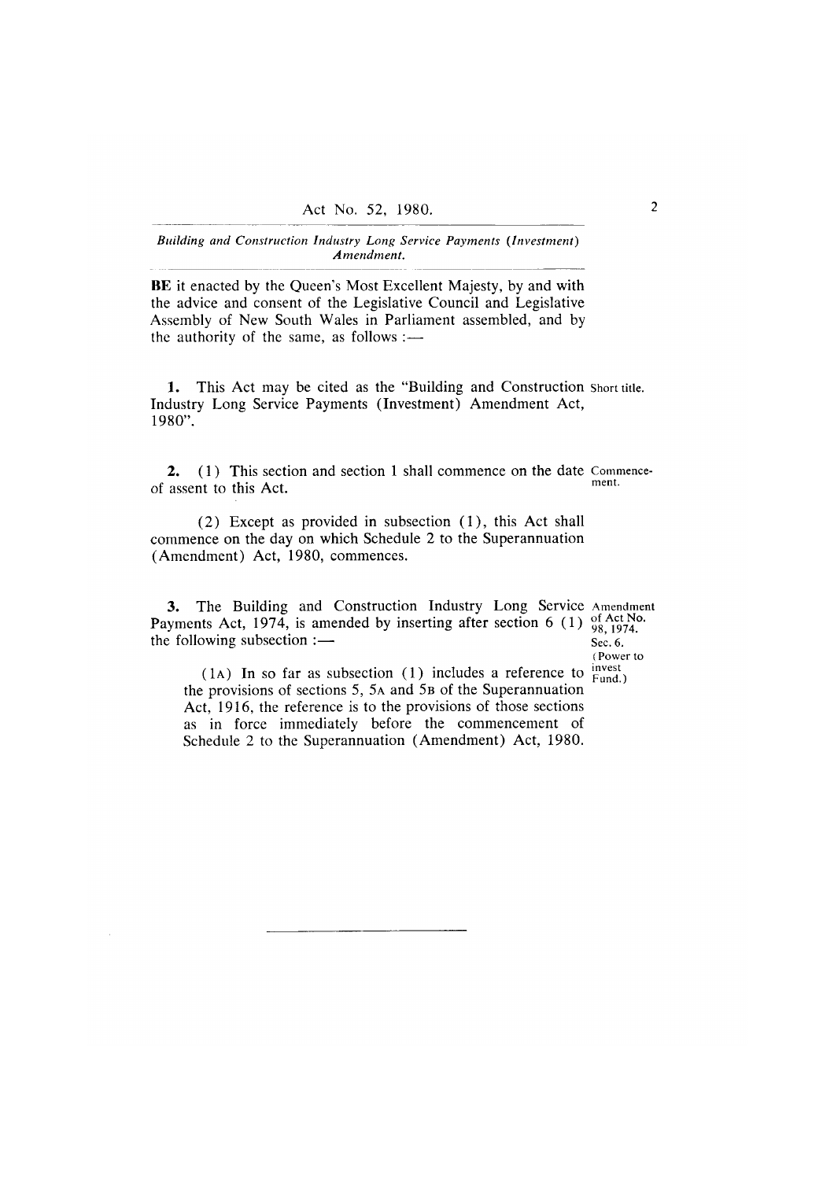Act No. 52, 1980.

*Building and Construction Industry Long Service Payments (Investment) Amendment.*

**BE** it enacted by the Queen's Most Excellent Majesty, by and with the advice and consent of the Legislative Council and Legislative Assembly of New South Wales in Parliament assembled, and by the authority of the same, as follows :—

**1.** This Act may be cited as the "Building and Construction Industry Long Service Payments (Investment) Amendment Act, 1980". Short title.

**2.** (1) This section and section 1 shall commence on the date of assent to this Act. Commencement.

(2) Except as provided in subsection (1), this Act shall commence on the day on which Schedule 2 to the Superannuation (Amendment) Act, 1980, commences.

**3.** The Building and Construction Industry Long Service Payments Act, 1974, is amended by inserting after section 6 (1) the following subsection :— Amendment of Act No. 98, 1974. Sec. 6. (Power to invest Fund.)

(1A) In so far as subsection (1) includes a reference to the provisions of sections 5, 5A and 5B of the Superannuation Act, 1916, the reference is to the provisions of those sections as in force immediately before the commencement of Schedule 2 to the Superannuation (Amendment) Act, 1980.